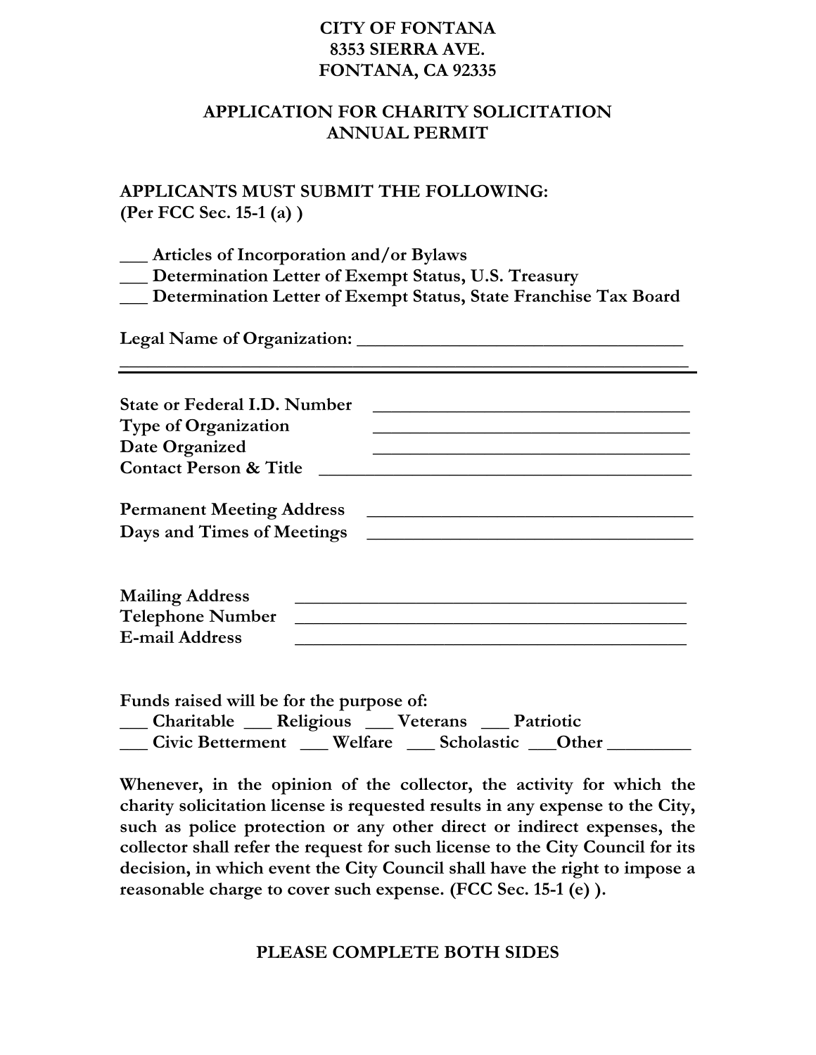**CITY OF FONTANA**
**8353 SIERRA AVE.**
**FONTANA, CA 92335**

# APPLICATION FOR CHARITY SOLICITATION ANNUAL PERMIT

**APPLICANTS MUST SUBMIT THE FOLLOWING:**
**(Per FCC Sec. 15-1 (a) )**

___ **Articles of Incorporation and/or Bylaws**
___ **Determination Letter of Exempt Status, U.S. Treasury**
___ **Determination Letter of Exempt Status, State Franchise Tax Board**

**Legal Name of Organization:** ___________________________________
___________________________________________________________

**State or Federal I.D. Number** ___________________________________
**Type of Organization** ___________________________________
**Date Organized** ___________________________________
**Contact Person & Title** ___________________________________

**Permanent Meeting Address** ___________________________________
**Days and Times of Meetings** ___________________________________

**Mailing Address** ___________________________________
**Telephone Number** ___________________________________
**E-mail Address** ___________________________________

**Funds raised will be for the purpose of:**
___ **Charitable** ___ **Religious** ___ **Veterans** ___ **Patriotic**
___ **Civic Betterment** ___ **Welfare** ___ **Scholastic** ___**Other** _________

**Whenever, in the opinion of the collector, the activity for which the charity solicitation license is requested results in any expense to the City, such as police protection or any other direct or indirect expenses, the collector shall refer the request for such license to the City Council for its decision, in which event the City Council shall have the right to impose a reasonable charge to cover such expense. (FCC Sec. 15-1 (e) ).**

**PLEASE COMPLETE BOTH SIDES**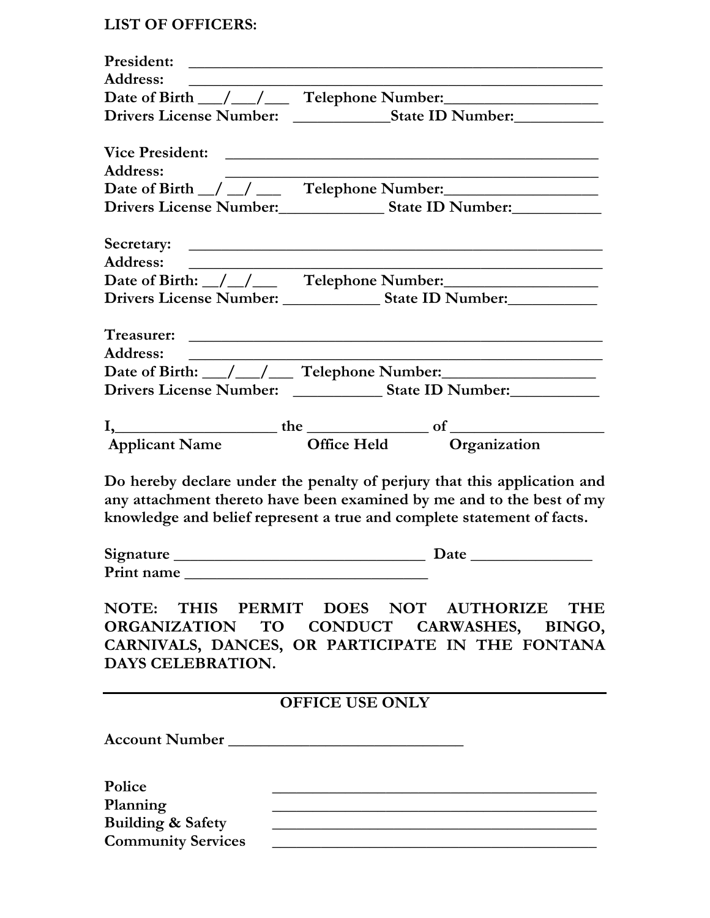**LIST OF OFFICERS:**

**President:** ______________________________________________________
**Address:** ______________________________________________________
**Date of Birth** ___/___/___ **Telephone Number:**___________________
**Drivers License Number:** ____________**State ID Number:**___________

**Vice President:** _________________________________________________
**Address:** _________________________________________________
**Date of Birth** __/ __/ ___ **Telephone Number:**___________________
**Drivers License Number:**_____________ **State ID Number:**___________

**Secretary:** ______________________________________________________
**Address:** ______________________________________________________
**Date of Birth:** __/__/___ **Telephone Number:**___________________
**Drivers License Number:** ____________ **State ID Number:**___________

**Treasurer:** ______________________________________________________
**Address:** ______________________________________________________
**Date of Birth:** ___/___/___ **Telephone Number:**___________________
**Drivers License Number:** ___________ **State ID Number:**___________

**I,____________________ the _______________ of ___________________**
**Applicant Name** **Office Held** **Organization**

**Do hereby declare under the penalty of perjury that this application and any attachment thereto have been examined by me and to the best of my knowledge and belief represent a true and complete statement of facts.**

**Signature** ________________________________ **Date** _______________
**Print name** ______________________________

**NOTE: THIS PERMIT DOES NOT AUTHORIZE THE ORGANIZATION TO CONDUCT CARWASHES, BINGO, CARNIVALS, DANCES, OR PARTICIPATE IN THE FONTANA DAYS CELEBRATION.**

---

**OFFICE USE ONLY**

**Account Number** ______________________________

**Police** __________________________________________
**Planning** __________________________________________
**Building & Safety** __________________________________________
**Community Services** __________________________________________